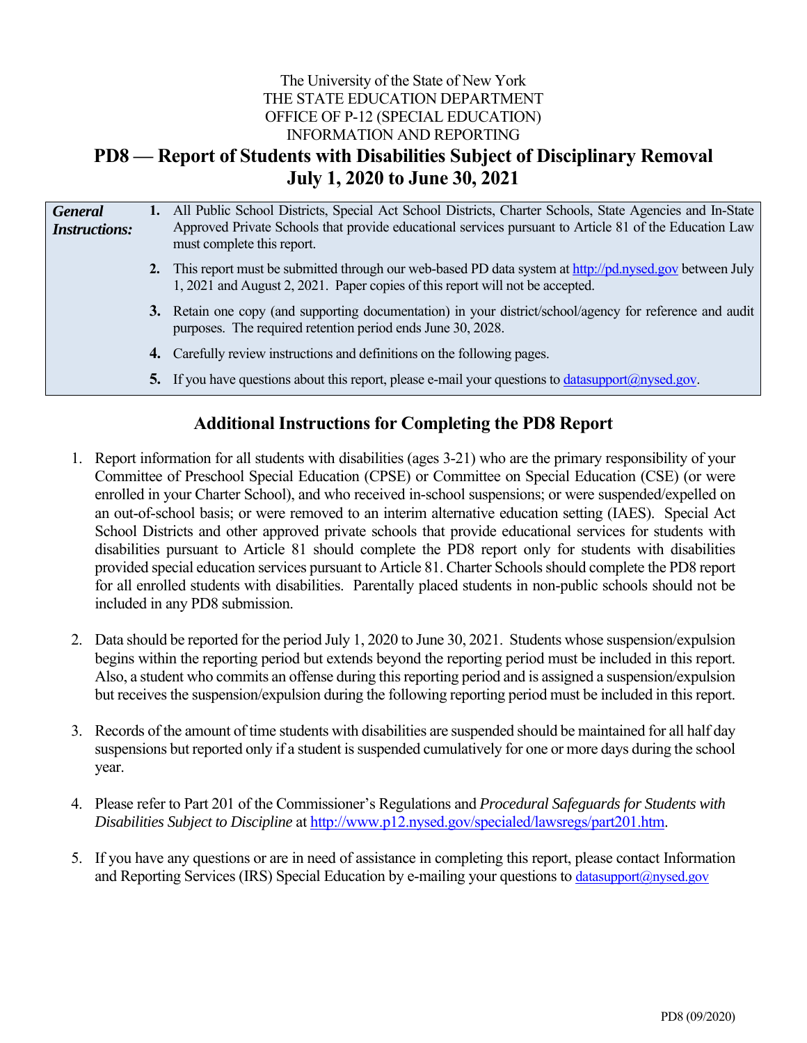The University of the State of New York
THE STATE EDUCATION DEPARTMENT
OFFICE OF P-12 (SPECIAL EDUCATION)
INFORMATION AND REPORTING

# PD8 — Report of Students with Disabilities Subject of Disciplinary Removal July 1, 2020 to June 30, 2021

***General Instructions:***

1. All Public School Districts, Special Act School Districts, Charter Schools, State Agencies and In-State Approved Private Schools that provide educational services pursuant to Article 81 of the Education Law must complete this report.
2. This report must be submitted through our web-based PD data system at http://pd.nysed.gov between July 1, 2021 and August 2, 2021. Paper copies of this report will not be accepted.
3. Retain one copy (and supporting documentation) in your district/school/agency for reference and audit purposes. The required retention period ends June 30, 2028.
4. Carefully review instructions and definitions on the following pages.
5. If you have questions about this report, please e-mail your questions to datasupport@nysed.gov.

## Additional Instructions for Completing the PD8 Report

1. Report information for all students with disabilities (ages 3-21) who are the primary responsibility of your Committee of Preschool Special Education (CPSE) or Committee on Special Education (CSE) (or were enrolled in your Charter School), and who received in-school suspensions; or were suspended/expelled on an out-of-school basis; or were removed to an interim alternative education setting (IAES). Special Act School Districts and other approved private schools that provide educational services for students with disabilities pursuant to Article 81 should complete the PD8 report only for students with disabilities provided special education services pursuant to Article 81. Charter Schools should complete the PD8 report for all enrolled students with disabilities. Parentally placed students in non-public schools should not be included in any PD8 submission.

2. Data should be reported for the period July 1, 2020 to June 30, 2021. Students whose suspension/expulsion begins within the reporting period but extends beyond the reporting period must be included in this report. Also, a student who commits an offense during this reporting period and is assigned a suspension/expulsion but receives the suspension/expulsion during the following reporting period must be included in this report.

3. Records of the amount of time students with disabilities are suspended should be maintained for all half day suspensions but reported only if a student is suspended cumulatively for one or more days during the school year.

4. Please refer to Part 201 of the Commissioner's Regulations and *Procedural Safeguards for Students with Disabilities Subject to Discipline* at http://www.p12.nysed.gov/specialed/lawsregs/part201.htm.

5. If you have any questions or are in need of assistance in completing this report, please contact Information and Reporting Services (IRS) Special Education by e-mailing your questions to datasupport@nysed.gov

PD8 (09/2020)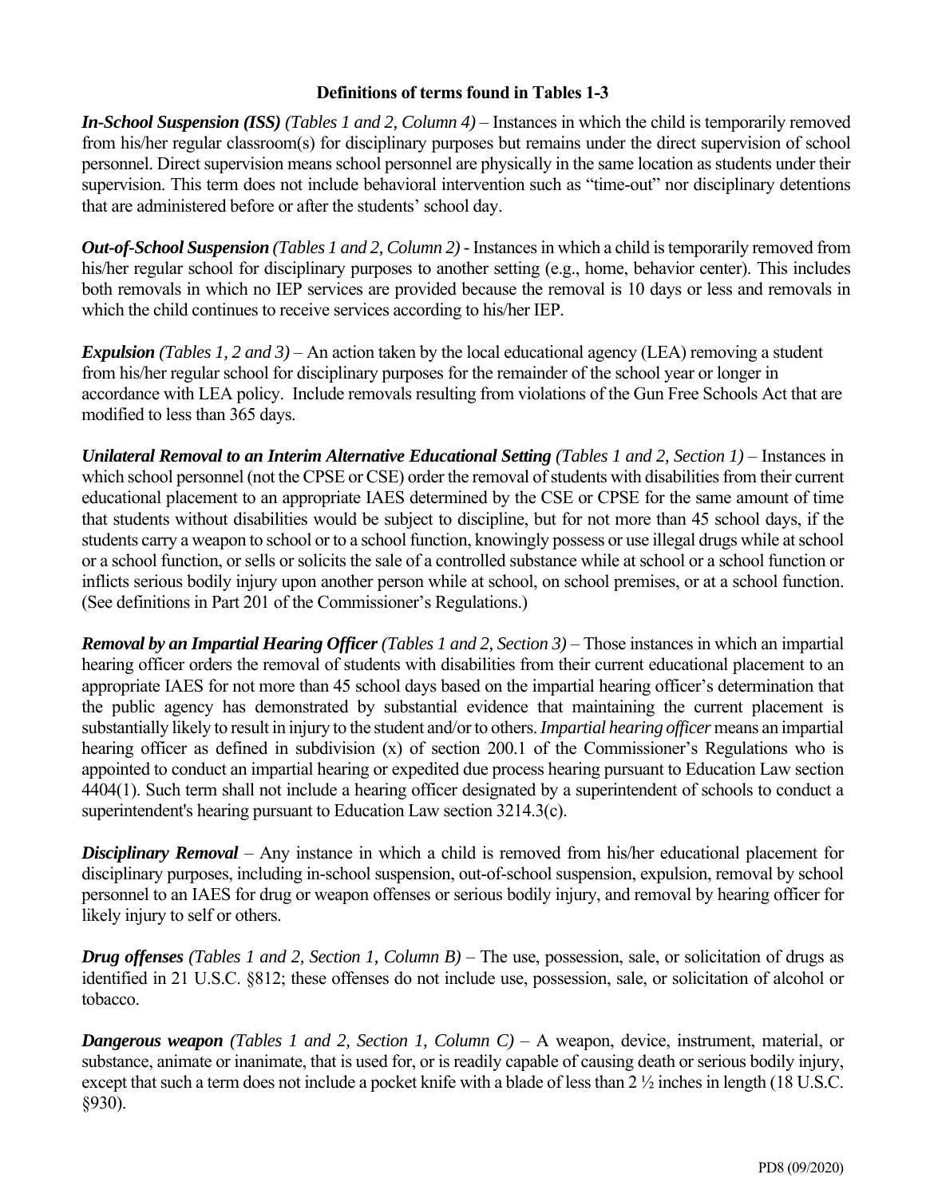**Definitions of terms found in Tables 1-3**

***In-School Suspension (ISS)*** *(Tables 1 and 2, Column 4)* – Instances in which the child is temporarily removed from his/her regular classroom(s) for disciplinary purposes but remains under the direct supervision of school personnel. Direct supervision means school personnel are physically in the same location as students under their supervision. This term does not include behavioral intervention such as "time-out" nor disciplinary detentions that are administered before or after the students' school day.

***Out-of-School Suspension*** *(Tables 1 and 2, Column 2)* - Instances in which a child is temporarily removed from his/her regular school for disciplinary purposes to another setting (e.g., home, behavior center). This includes both removals in which no IEP services are provided because the removal is 10 days or less and removals in which the child continues to receive services according to his/her IEP.

***Expulsion*** *(Tables 1, 2 and 3)* – An action taken by the local educational agency (LEA) removing a student from his/her regular school for disciplinary purposes for the remainder of the school year or longer in accordance with LEA policy. Include removals resulting from violations of the Gun Free Schools Act that are modified to less than 365 days.

***Unilateral Removal to an Interim Alternative Educational Setting*** *(Tables 1 and 2, Section 1)* – Instances in which school personnel (not the CPSE or CSE) order the removal of students with disabilities from their current educational placement to an appropriate IAES determined by the CSE or CPSE for the same amount of time that students without disabilities would be subject to discipline, but for not more than 45 school days, if the students carry a weapon to school or to a school function, knowingly possess or use illegal drugs while at school or a school function, or sells or solicits the sale of a controlled substance while at school or a school function or inflicts serious bodily injury upon another person while at school, on school premises, or at a school function. (See definitions in Part 201 of the Commissioner's Regulations.)

***Removal by an Impartial Hearing Officer*** *(Tables 1 and 2, Section 3)* – Those instances in which an impartial hearing officer orders the removal of students with disabilities from their current educational placement to an appropriate IAES for not more than 45 school days based on the impartial hearing officer's determination that the public agency has demonstrated by substantial evidence that maintaining the current placement is substantially likely to result in injury to the student and/or to others. *Impartial hearing officer* means an impartial hearing officer as defined in subdivision (x) of section 200.1 of the Commissioner's Regulations who is appointed to conduct an impartial hearing or expedited due process hearing pursuant to Education Law section 4404(1). Such term shall not include a hearing officer designated by a superintendent of schools to conduct a superintendent's hearing pursuant to Education Law section 3214.3(c).

***Disciplinary Removal*** – Any instance in which a child is removed from his/her educational placement for disciplinary purposes, including in-school suspension, out-of-school suspension, expulsion, removal by school personnel to an IAES for drug or weapon offenses or serious bodily injury, and removal by hearing officer for likely injury to self or others.

***Drug offenses*** *(Tables 1 and 2, Section 1, Column B)* – The use, possession, sale, or solicitation of drugs as identified in 21 U.S.C. §812; these offenses do not include use, possession, sale, or solicitation of alcohol or tobacco.

***Dangerous weapon*** *(Tables 1 and 2, Section 1, Column C)* – A weapon, device, instrument, material, or substance, animate or inanimate, that is used for, or is readily capable of causing death or serious bodily injury, except that such a term does not include a pocket knife with a blade of less than 2 ½ inches in length (18 U.S.C. §930).

PD8 (09/2020)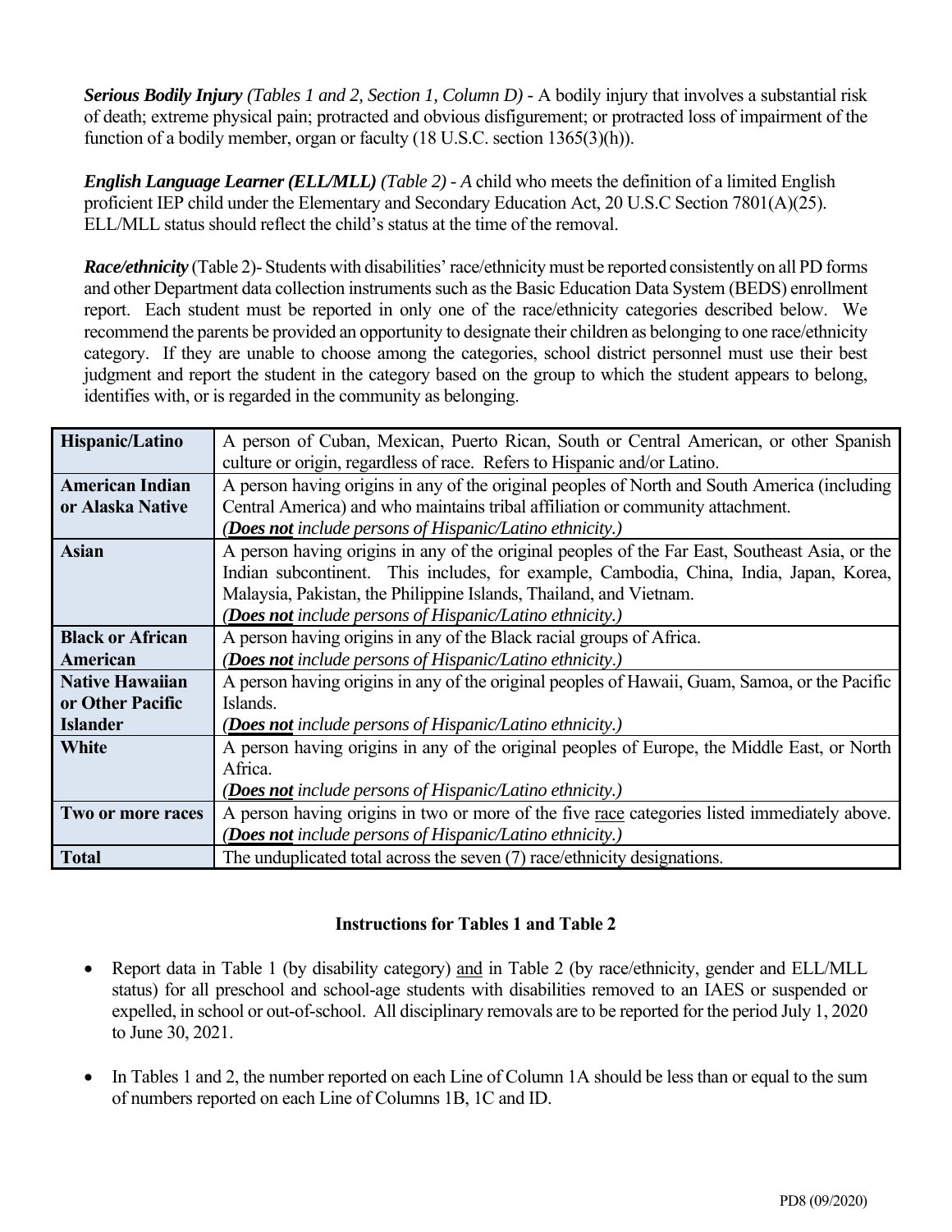***Serious Bodily Injury*** *(Tables 1 and 2, Section 1, Column D)* - A bodily injury that involves a substantial risk of death; extreme physical pain; protracted and obvious disfigurement; or protracted loss of impairment of the function of a bodily member, organ or faculty (18 U.S.C. section 1365(3)(h)).

***English Language Learner (ELL/MLL)*** *(Table 2) - A* child who meets the definition of a limited English proficient IEP child under the Elementary and Secondary Education Act, 20 U.S.C Section 7801(A)(25). ELL/MLL status should reflect the child's status at the time of the removal.

***Race/ethnicity*** (Table 2)- Students with disabilities' race/ethnicity must be reported consistently on all PD forms and other Department data collection instruments such as the Basic Education Data System (BEDS) enrollment report. Each student must be reported in only one of the race/ethnicity categories described below. We recommend the parents be provided an opportunity to designate their children as belonging to one race/ethnicity category. If they are unable to choose among the categories, school district personnel must use their best judgment and report the student in the category based on the group to which the student appears to belong, identifies with, or is regarded in the community as belonging.

| | |
|---|---|
| **Hispanic/Latino** | A person of Cuban, Mexican, Puerto Rican, South or Central American, or other Spanish culture or origin, regardless of race. Refers to Hispanic and/or Latino. |
| **American Indian or Alaska Native** | A person having origins in any of the original peoples of North and South America (including Central America) and who maintains tribal affiliation or community attachment. *(**Does not** include persons of Hispanic/Latino ethnicity.)* |
| **Asian** | A person having origins in any of the original peoples of the Far East, Southeast Asia, or the Indian subcontinent. This includes, for example, Cambodia, China, India, Japan, Korea, Malaysia, Pakistan, the Philippine Islands, Thailand, and Vietnam. *(**Does not** include persons of Hispanic/Latino ethnicity.)* |
| **Black or African American** | A person having origins in any of the Black racial groups of Africa. *(**Does not** include persons of Hispanic/Latino ethnicity.)* |
| **Native Hawaiian or Other Pacific Islander** | A person having origins in any of the original peoples of Hawaii, Guam, Samoa, or the Pacific Islands. *(**Does not** include persons of Hispanic/Latino ethnicity.)* |
| **White** | A person having origins in any of the original peoples of Europe, the Middle East, or North Africa. *(**Does not** include persons of Hispanic/Latino ethnicity.)* |
| **Two or more races** | A person having origins in two or more of the five race categories listed immediately above. *(**Does not** include persons of Hispanic/Latino ethnicity.)* |
| **Total** | The unduplicated total across the seven (7) race/ethnicity designations. |

### Instructions for Tables 1 and Table 2

- Report data in Table 1 (by disability category) and in Table 2 (by race/ethnicity, gender and ELL/MLL status) for all preschool and school-age students with disabilities removed to an IAES or suspended or expelled, in school or out-of-school. All disciplinary removals are to be reported for the period July 1, 2020 to June 30, 2021.
- In Tables 1 and 2, the number reported on each Line of Column 1A should be less than or equal to the sum of numbers reported on each Line of Columns 1B, 1C and ID.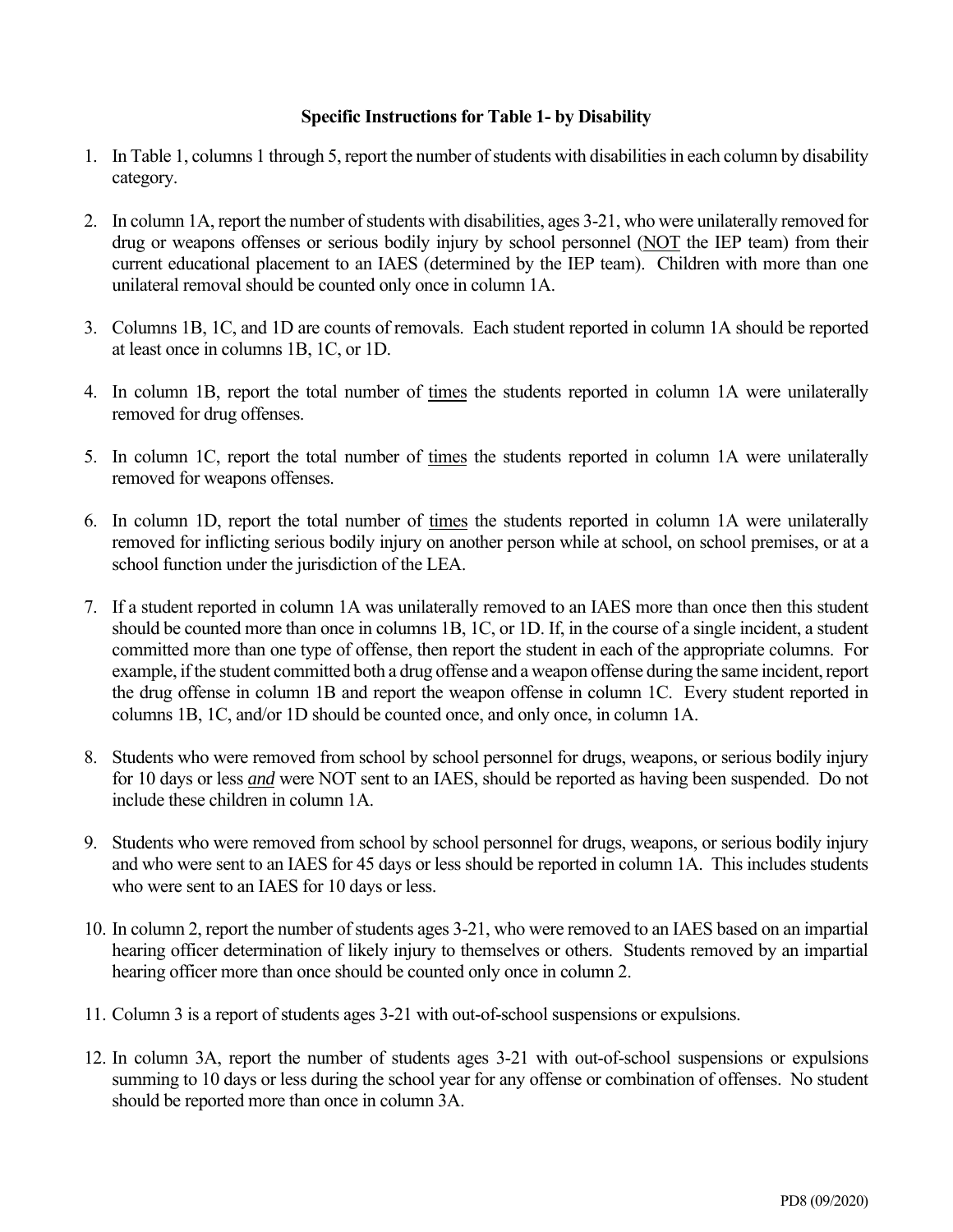### Specific Instructions for Table 1- by Disability

1. In Table 1, columns 1 through 5, report the number of students with disabilities in each column by disability category.

2. In column 1A, report the number of students with disabilities, ages 3-21, who were unilaterally removed for drug or weapons offenses or serious bodily injury by school personnel (NOT the IEP team) from their current educational placement to an IAES (determined by the IEP team). Children with more than one unilateral removal should be counted only once in column 1A.

3. Columns 1B, 1C, and 1D are counts of removals. Each student reported in column 1A should be reported at least once in columns 1B, 1C, or 1D.

4. In column 1B, report the total number of times the students reported in column 1A were unilaterally removed for drug offenses.

5. In column 1C, report the total number of times the students reported in column 1A were unilaterally removed for weapons offenses.

6. In column 1D, report the total number of times the students reported in column 1A were unilaterally removed for inflicting serious bodily injury on another person while at school, on school premises, or at a school function under the jurisdiction of the LEA.

7. If a student reported in column 1A was unilaterally removed to an IAES more than once then this student should be counted more than once in columns 1B, 1C, or 1D. If, in the course of a single incident, a student committed more than one type of offense, then report the student in each of the appropriate columns. For example, if the student committed both a drug offense and a weapon offense during the same incident, report the drug offense in column 1B and report the weapon offense in column 1C. Every student reported in columns 1B, 1C, and/or 1D should be counted once, and only once, in column 1A.

8. Students who were removed from school by school personnel for drugs, weapons, or serious bodily injury for 10 days or less ***and*** were NOT sent to an IAES, should be reported as having been suspended. Do not include these children in column 1A.

9. Students who were removed from school by school personnel for drugs, weapons, or serious bodily injury and who were sent to an IAES for 45 days or less should be reported in column 1A. This includes students who were sent to an IAES for 10 days or less.

10. In column 2, report the number of students ages 3-21, who were removed to an IAES based on an impartial hearing officer determination of likely injury to themselves or others. Students removed by an impartial hearing officer more than once should be counted only once in column 2.

11. Column 3 is a report of students ages 3-21 with out-of-school suspensions or expulsions.

12. In column 3A, report the number of students ages 3-21 with out-of-school suspensions or expulsions summing to 10 days or less during the school year for any offense or combination of offenses. No student should be reported more than once in column 3A.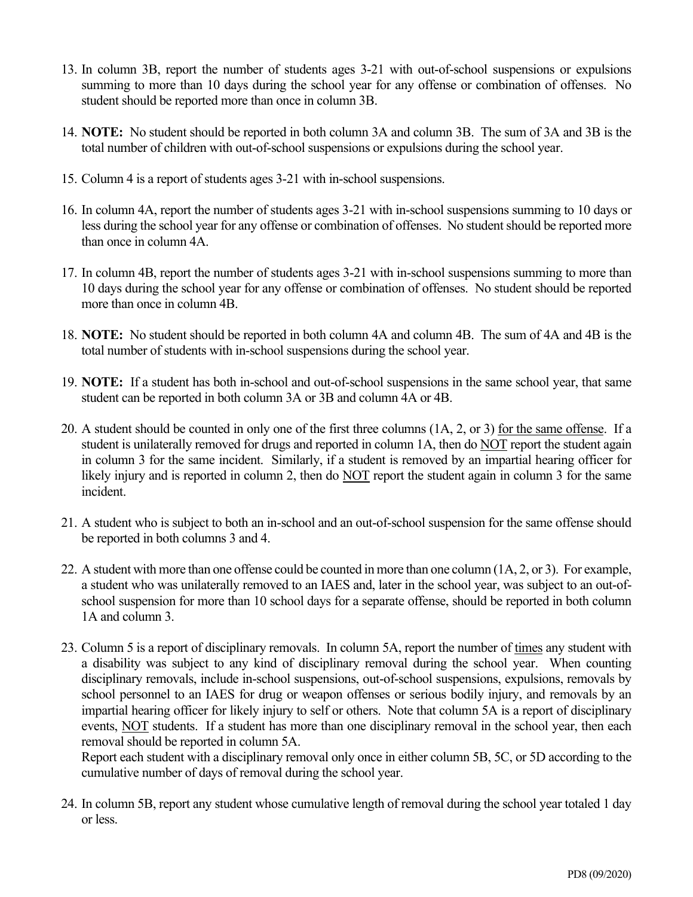13. In column 3B, report the number of students ages 3-21 with out-of-school suspensions or expulsions summing to more than 10 days during the school year for any offense or combination of offenses. No student should be reported more than once in column 3B.

14. **NOTE:** No student should be reported in both column 3A and column 3B. The sum of 3A and 3B is the total number of children with out-of-school suspensions or expulsions during the school year.

15. Column 4 is a report of students ages 3-21 with in-school suspensions.

16. In column 4A, report the number of students ages 3-21 with in-school suspensions summing to 10 days or less during the school year for any offense or combination of offenses. No student should be reported more than once in column 4A.

17. In column 4B, report the number of students ages 3-21 with in-school suspensions summing to more than 10 days during the school year for any offense or combination of offenses. No student should be reported more than once in column 4B.

18. **NOTE:** No student should be reported in both column 4A and column 4B. The sum of 4A and 4B is the total number of students with in-school suspensions during the school year.

19. **NOTE:** If a student has both in-school and out-of-school suspensions in the same school year, that same student can be reported in both column 3A or 3B and column 4A or 4B.

20. A student should be counted in only one of the first three columns (1A, 2, or 3) for the same offense. If a student is unilaterally removed for drugs and reported in column 1A, then do NOT report the student again in column 3 for the same incident. Similarly, if a student is removed by an impartial hearing officer for likely injury and is reported in column 2, then do NOT report the student again in column 3 for the same incident.

21. A student who is subject to both an in-school and an out-of-school suspension for the same offense should be reported in both columns 3 and 4.

22. A student with more than one offense could be counted in more than one column (1A, 2, or 3). For example, a student who was unilaterally removed to an IAES and, later in the school year, was subject to an out-of-school suspension for more than 10 school days for a separate offense, should be reported in both column 1A and column 3.

23. Column 5 is a report of disciplinary removals. In column 5A, report the number of times any student with a disability was subject to any kind of disciplinary removal during the school year. When counting disciplinary removals, include in-school suspensions, out-of-school suspensions, expulsions, removals by school personnel to an IAES for drug or weapon offenses or serious bodily injury, and removals by an impartial hearing officer for likely injury to self or others. Note that column 5A is a report of disciplinary events, NOT students. If a student has more than one disciplinary removal in the school year, then each removal should be reported in column 5A.
    Report each student with a disciplinary removal only once in either column 5B, 5C, or 5D according to the cumulative number of days of removal during the school year.

24. In column 5B, report any student whose cumulative length of removal during the school year totaled 1 day or less.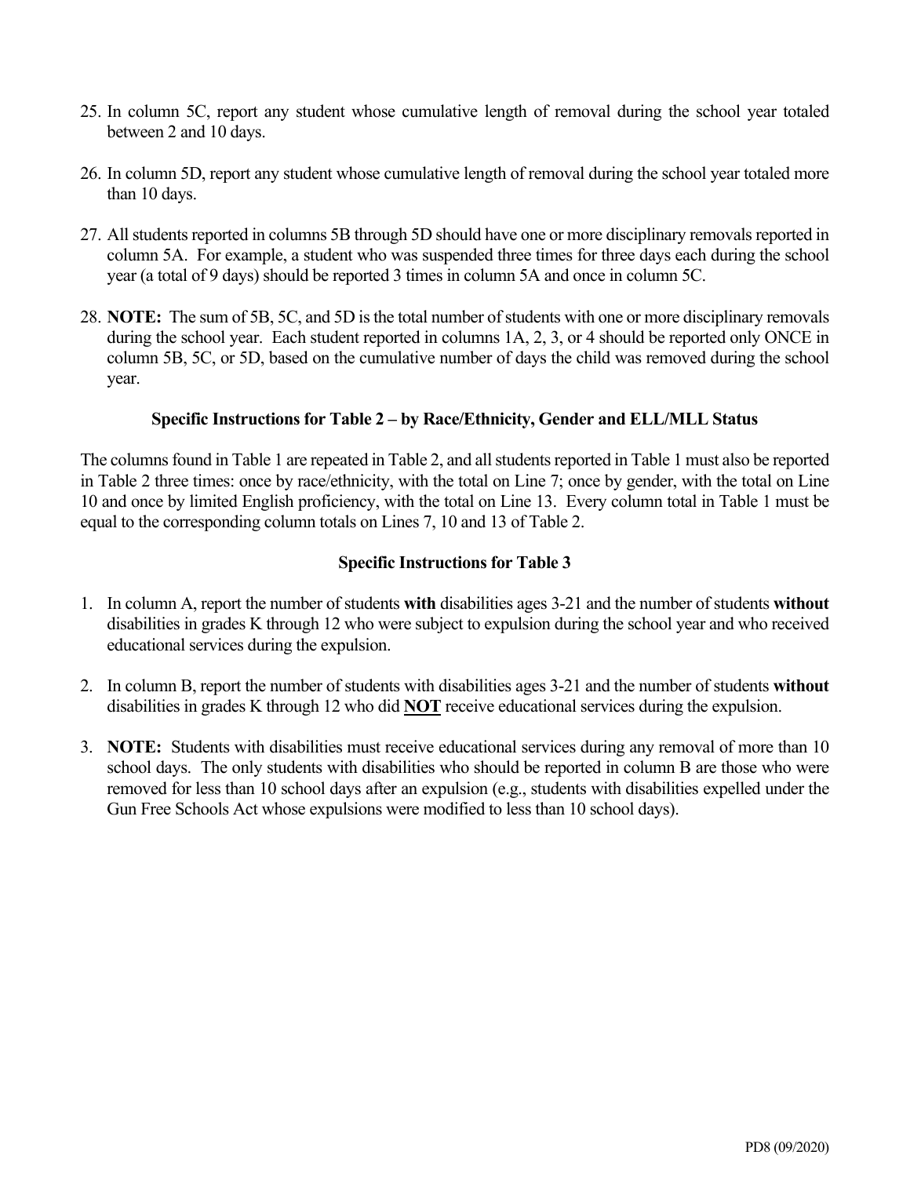25. In column 5C, report any student whose cumulative length of removal during the school year totaled between 2 and 10 days.

26. In column 5D, report any student whose cumulative length of removal during the school year totaled more than 10 days.

27. All students reported in columns 5B through 5D should have one or more disciplinary removals reported in column 5A. For example, a student who was suspended three times for three days each during the school year (a total of 9 days) should be reported 3 times in column 5A and once in column 5C.

28. **NOTE:** The sum of 5B, 5C, and 5D is the total number of students with one or more disciplinary removals during the school year. Each student reported in columns 1A, 2, 3, or 4 should be reported only ONCE in column 5B, 5C, or 5D, based on the cumulative number of days the child was removed during the school year.

### Specific Instructions for Table 2 – by Race/Ethnicity, Gender and ELL/MLL Status

The columns found in Table 1 are repeated in Table 2, and all students reported in Table 1 must also be reported in Table 2 three times: once by race/ethnicity, with the total on Line 7; once by gender, with the total on Line 10 and once by limited English proficiency, with the total on Line 13. Every column total in Table 1 must be equal to the corresponding column totals on Lines 7, 10 and 13 of Table 2.

### Specific Instructions for Table 3

1. In column A, report the number of students **with** disabilities ages 3-21 and the number of students **without** disabilities in grades K through 12 who were subject to expulsion during the school year and who received educational services during the expulsion.

2. In column B, report the number of students with disabilities ages 3-21 and the number of students **without** disabilities in grades K through 12 who did **NOT** receive educational services during the expulsion.

3. **NOTE:** Students with disabilities must receive educational services during any removal of more than 10 school days. The only students with disabilities who should be reported in column B are those who were removed for less than 10 school days after an expulsion (e.g., students with disabilities expelled under the Gun Free Schools Act whose expulsions were modified to less than 10 school days).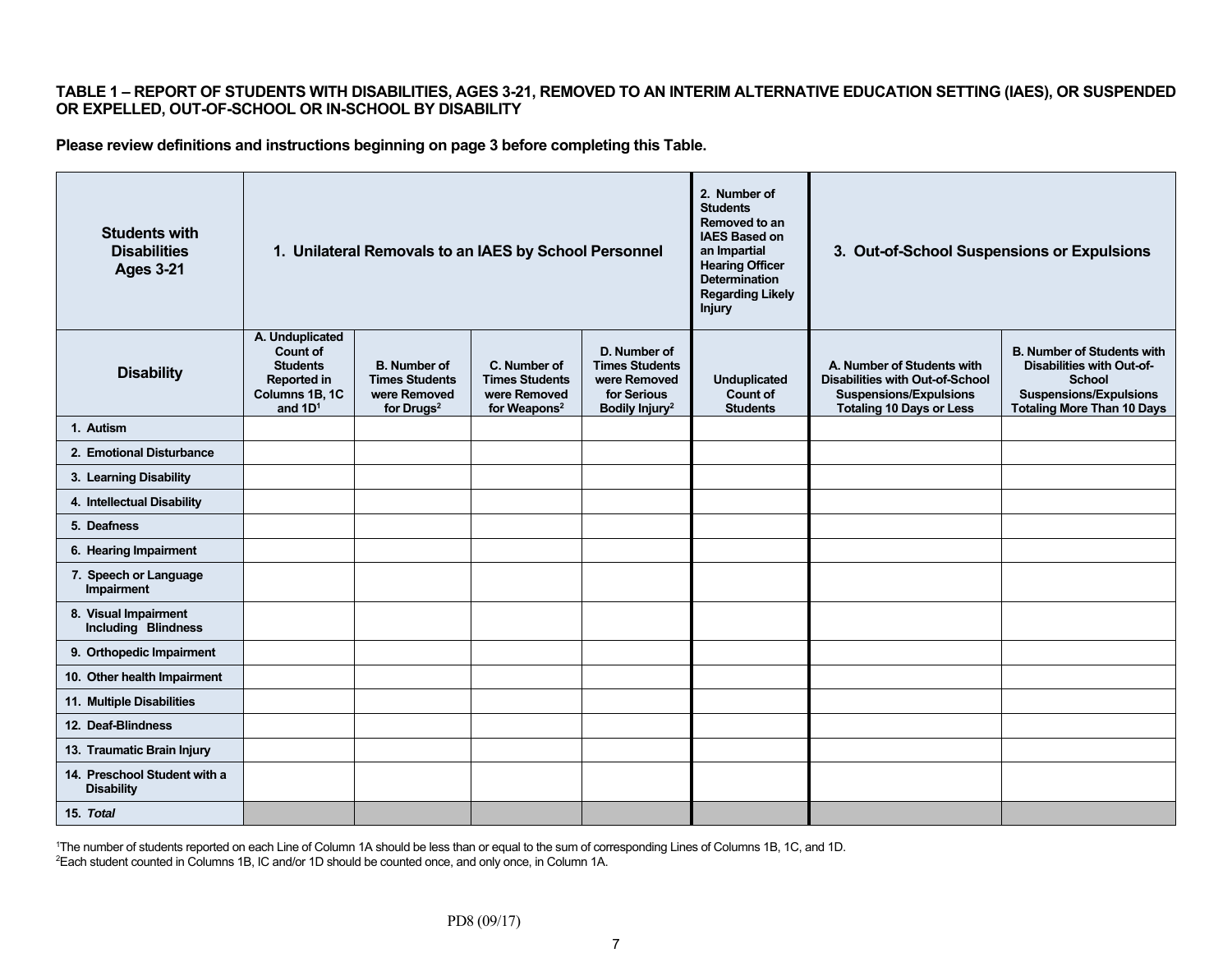**TABLE 1 – REPORT OF STUDENTS WITH DISABILITIES, AGES 3-21, REMOVED TO AN INTERIM ALTERNATIVE EDUCATION SETTING (IAES), OR SUSPENDED OR EXPELLED, OUT-OF-SCHOOL OR IN-SCHOOL BY DISABILITY**

**Please review definitions and instructions beginning on page 3 before completing this Table.**

| Students with Disabilities Ages 3-21 | 1. Unilateral Removals to an IAES by School Personnel | | | | 2. Number of Students Removed to an IAES Based on an Impartial Hearing Officer Determination Regarding Likely Injury | 3. Out-of-School Suspensions or Expulsions | |
|---|---|---|---|---|---|---|---|
| **Disability** | **A. Unduplicated Count of Students Reported in Columns 1B, 1C and 1D[1]** | **B. Number of Times Students were Removed for Drugs[2]** | **C. Number of Times Students were Removed for Weapons[2]** | **D. Number of Times Students were Removed for Serious Bodily Injury[2]** | **Unduplicated Count of Students** | **A. Number of Students with Disabilities with Out-of-School Suspensions/Expulsions Totaling 10 Days or Less** | **B. Number of Students with Disabilities with Out-of-School Suspensions/Expulsions Totaling More Than 10 Days** |
| 1. Autism | | | | | | | |
| 2. Emotional Disturbance | | | | | | | |
| 3. Learning Disability | | | | | | | |
| 4. Intellectual Disability | | | | | | | |
| 5. Deafness | | | | | | | |
| 6. Hearing Impairment | | | | | | | |
| 7. Speech or Language Impairment | | | | | | | |
| 8. Visual Impairment Including Blindness | | | | | | | |
| 9. Orthopedic Impairment | | | | | | | |
| 10. Other health Impairment | | | | | | | |
| 11. Multiple Disabilities | | | | | | | |
| 12. Deaf-Blindness | | | | | | | |
| 13. Traumatic Brain Injury | | | | | | | |
| 14. Preschool Student with a Disability | | | | | | | |
| 15. *Total* | | | | | | | |

[1]The number of students reported on each Line of Column 1A should be less than or equal to the sum of corresponding Lines of Columns 1B, 1C, and 1D.
[2]Each student counted in Columns 1B, IC and/or 1D should be counted once, and only once, in Column 1A.

PD8 (09/17)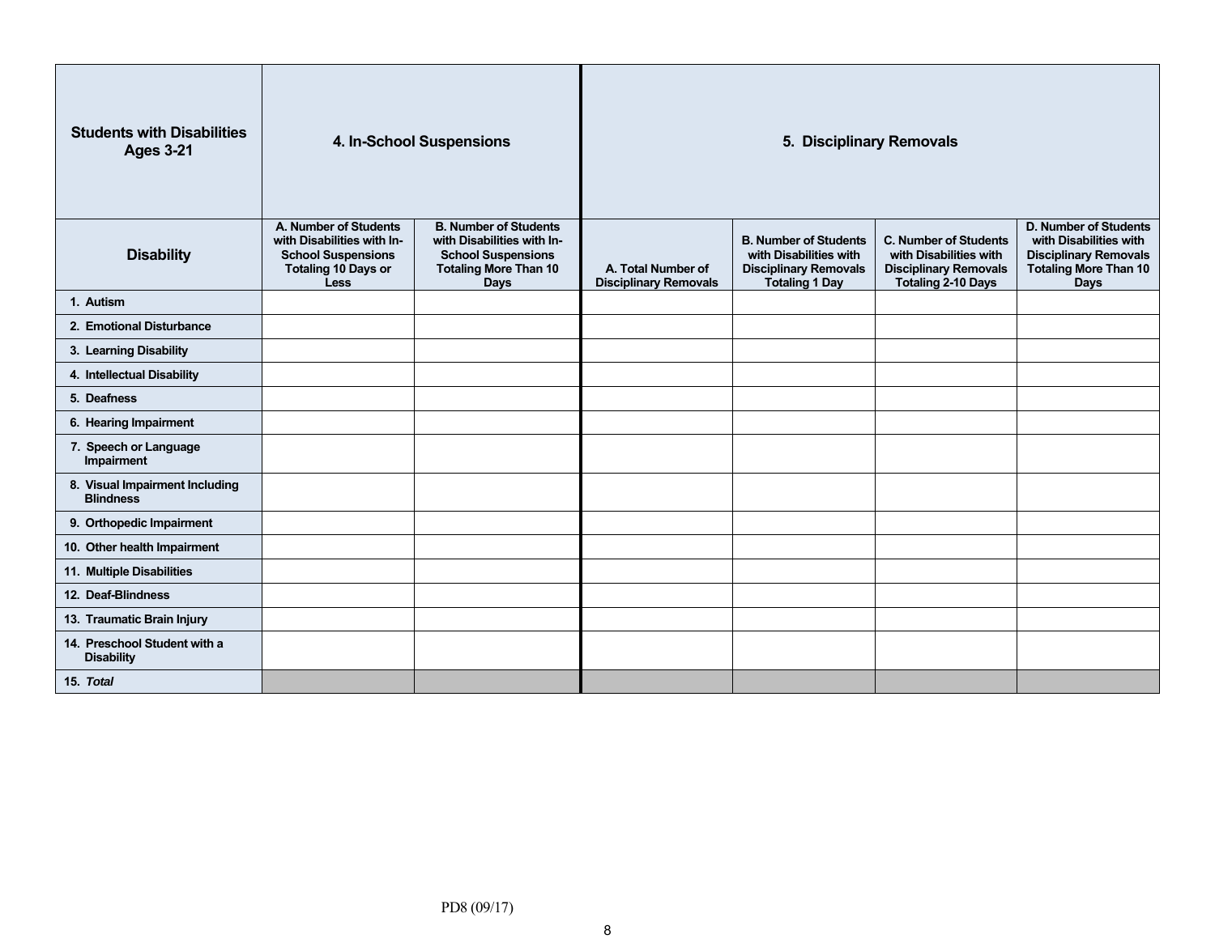| Students with Disabilities Ages 3-21 | 4. In-School Suspensions | | 5. Disciplinary Removals | | | |
|---|---|---|---|---|---|---|
| **Disability** | **A. Number of Students with Disabilities with In-School Suspensions Totaling 10 Days or Less** | **B. Number of Students with Disabilities with In-School Suspensions Totaling More Than 10 Days** | **A. Total Number of Disciplinary Removals** | **B. Number of Students with Disabilities with Disciplinary Removals Totaling 1 Day** | **C. Number of Students with Disabilities with Disciplinary Removals Totaling 2-10 Days** | **D. Number of Students with Disabilities with Disciplinary Removals Totaling More Than 10 Days** |
| 1. Autism | | | | | | |
| 2. Emotional Disturbance | | | | | | |
| 3. Learning Disability | | | | | | |
| 4. Intellectual Disability | | | | | | |
| 5. Deafness | | | | | | |
| 6. Hearing Impairment | | | | | | |
| 7. Speech or Language Impairment | | | | | | |
| 8. Visual Impairment Including Blindness | | | | | | |
| 9. Orthopedic Impairment | | | | | | |
| 10. Other health Impairment | | | | | | |
| 11. Multiple Disabilities | | | | | | |
| 12. Deaf-Blindness | | | | | | |
| 13. Traumatic Brain Injury | | | | | | |
| 14. Preschool Student with a Disability | | | | | | |
| 15. *Total* | | | | | | |

PD8 (09/17)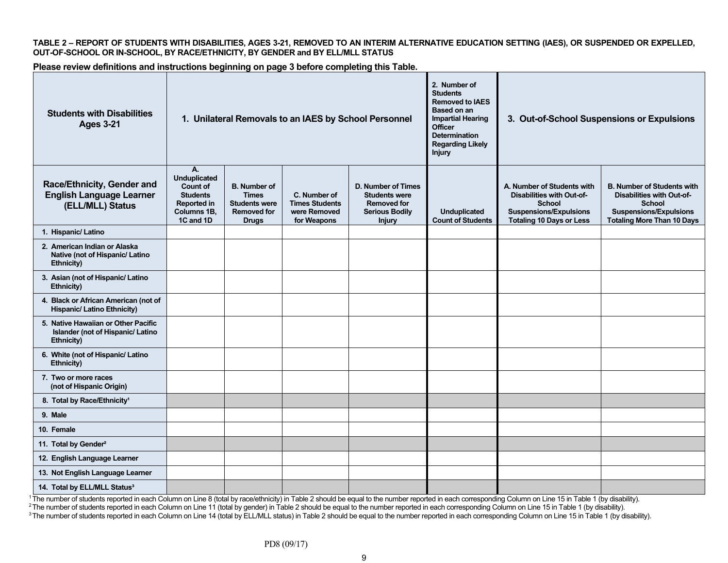**TABLE 2 – REPORT OF STUDENTS WITH DISABILITIES, AGES 3-21, REMOVED TO AN INTERIM ALTERNATIVE EDUCATION SETTING (IAES), OR SUSPENDED OR EXPELLED, OUT-OF-SCHOOL OR IN-SCHOOL, BY RACE/ETHNICITY, BY GENDER and BY ELL/MLL STATUS**

**Please review definitions and instructions beginning on page 3 before completing this Table.**

| Students with Disabilities Ages 3-21 | 1. Unilateral Removals to an IAES by School Personnel | | | | 2. Number of Students Removed to IAES Based on an Impartial Hearing Officer Determination Regarding Likely Injury | 3. Out-of-School Suspensions or Expulsions | |
|---|---|---|---|---|---|---|---|
| **Race/Ethnicity, Gender and English Language Learner (ELL/MLL) Status** | A. Unduplicated Count of Students Reported in Columns 1B, 1C and 1D | B. Number of Times Students were Removed for Drugs | C. Number of Times Students were Removed for Weapons | D. Number of Times Students were Removed for Serious Bodily Injury | Unduplicated Count of Students | A. Number of Students with Disabilities with Out-of-School Suspensions/Expulsions Totaling 10 Days or Less | B. Number of Students with Disabilities with Out-of-School Suspensions/Expulsions Totaling More Than 10 Days |
| 1. Hispanic/ Latino | | | | | | | |
| 2. American Indian or Alaska Native (not of Hispanic/ Latino Ethnicity) | | | | | | | |
| 3. Asian (not of Hispanic/ Latino Ethnicity) | | | | | | | |
| 4. Black or African American (not of Hispanic/ Latino Ethnicity) | | | | | | | |
| 5. Native Hawaiian or Other Pacific Islander (not of Hispanic/ Latino Ethnicity) | | | | | | | |
| 6. White (not of Hispanic/ Latino Ethnicity) | | | | | | | |
| 7. Two or more races (not of Hispanic Origin) | | | | | | | |
| 8. Total by Race/Ethnicity[1] | | | | | | | |
| 9. Male | | | | | | | |
| 10. Female | | | | | | | |
| 11. Total by Gender[2] | | | | | | | |
| 12. English Language Learner | | | | | | | |
| 13. Not English Language Learner | | | | | | | |
| 14. Total by ELL/MLL Status[3] | | | | | | | |

[1] The number of students reported in each Column on Line 8 (total by race/ethnicity) in Table 2 should be equal to the number reported in each corresponding Column on Line 15 in Table 1 (by disability).

[2] The number of students reported in each Column on Line 11 (total by gender) in Table 2 should be equal to the number reported in each corresponding Column on Line 15 in Table 1 (by disability).

[3] The number of students reported in each Column on Line 14 (total by ELL/MLL status) in Table 2 should be equal to the number reported in each corresponding Column on Line 15 in Table 1 (by disability).

PD8 (09/17)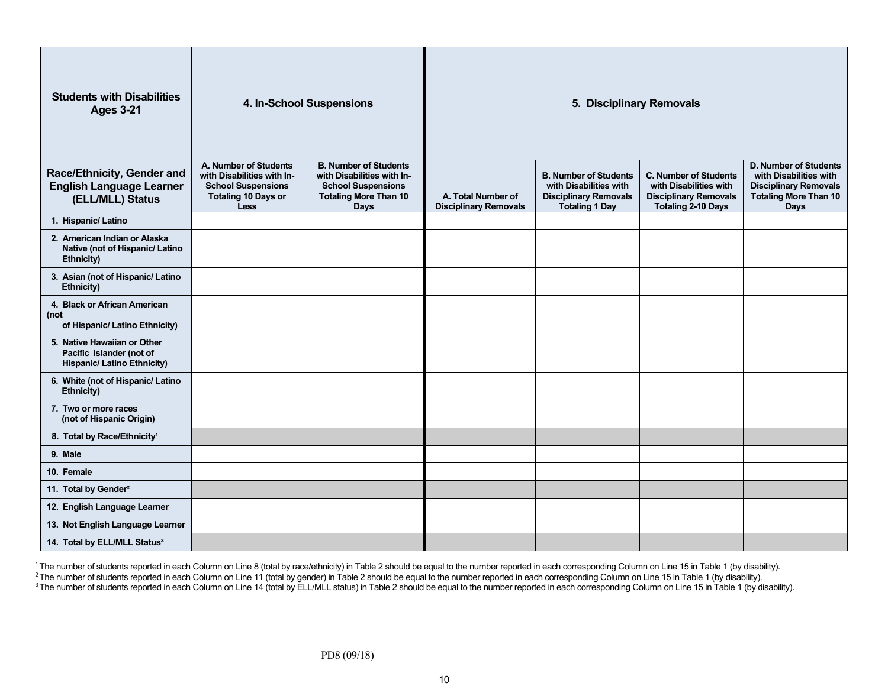| Students with Disabilities Ages 3-21 | 4. In-School Suspensions | | 5. Disciplinary Removals | | | |
|---|---|---|---|---|---|---|
| **Race/Ethnicity, Gender and English Language Learner (ELL/MLL) Status** | **A. Number of Students with Disabilities with In-School Suspensions Totaling 10 Days or Less** | **B. Number of Students with Disabilities with In-School Suspensions Totaling More Than 10 Days** | **A. Total Number of Disciplinary Removals** | **B. Number of Students with Disabilities with Disciplinary Removals Totaling 1 Day** | **C. Number of Students with Disabilities with Disciplinary Removals Totaling 2-10 Days** | **D. Number of Students with Disabilities with Disciplinary Removals Totaling More Than 10 Days** |
| 1. Hispanic/ Latino | | | | | | |
| 2. American Indian or Alaska Native (not of Hispanic/ Latino Ethnicity) | | | | | | |
| 3. Asian (not of Hispanic/ Latino Ethnicity) | | | | | | |
| 4. Black or African American (not of Hispanic/ Latino Ethnicity) | | | | | | |
| 5. Native Hawaiian or Other Pacific Islander (not of Hispanic/ Latino Ethnicity) | | | | | | |
| 6. White (not of Hispanic/ Latino Ethnicity) | | | | | | |
| 7. Two or more races (not of Hispanic Origin) | | | | | | |
| 8. Total by Race/Ethnicity[1] | | | | | | |
| 9. Male | | | | | | |
| 10. Female | | | | | | |
| 11. Total by Gender[2] | | | | | | |
| 12. English Language Learner | | | | | | |
| 13. Not English Language Learner | | | | | | |
| 14. Total by ELL/MLL Status[3] | | | | | | |

[1] The number of students reported in each Column on Line 8 (total by race/ethnicity) in Table 2 should be equal to the number reported in each corresponding Column on Line 15 in Table 1 (by disability).
[2] The number of students reported in each Column on Line 11 (total by gender) in Table 2 should be equal to the number reported in each corresponding Column on Line 15 in Table 1 (by disability).
[3] The number of students reported in each Column on Line 14 (total by ELL/MLL status) in Table 2 should be equal to the number reported in each corresponding Column on Line 15 in Table 1 (by disability).

PD8 (09/18)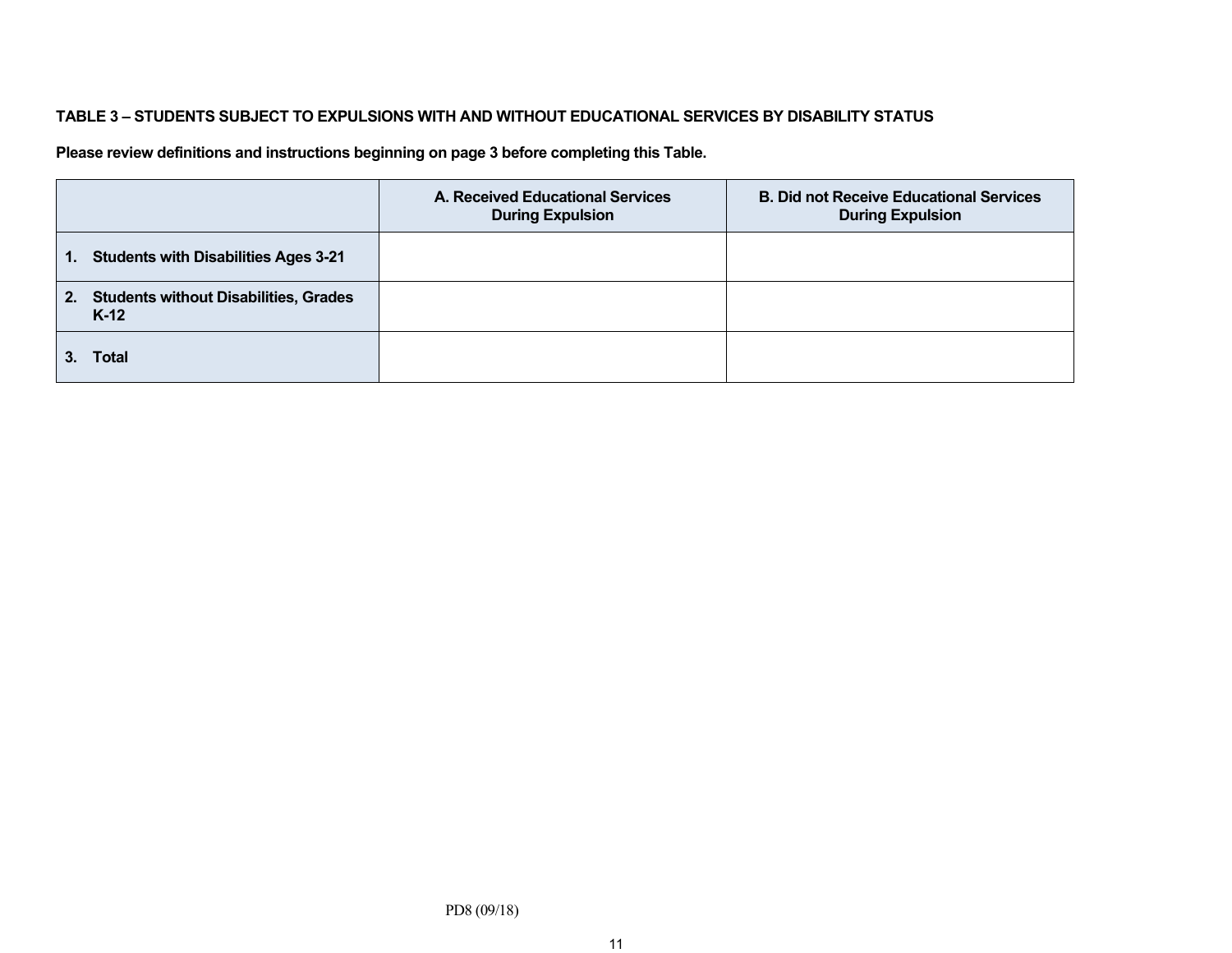**TABLE 3 – STUDENTS SUBJECT TO EXPULSIONS WITH AND WITHOUT EDUCATIONAL SERVICES BY DISABILITY STATUS**

**Please review definitions and instructions beginning on page 3 before completing this Table.**

| | A. Received Educational Services During Expulsion | B. Did not Receive Educational Services During Expulsion |
|---|---|---|
| 1. Students with Disabilities Ages 3-21 | | |
| 2. Students without Disabilities, Grades K-12 | | |
| 3. Total | | |

PD8 (09/18)